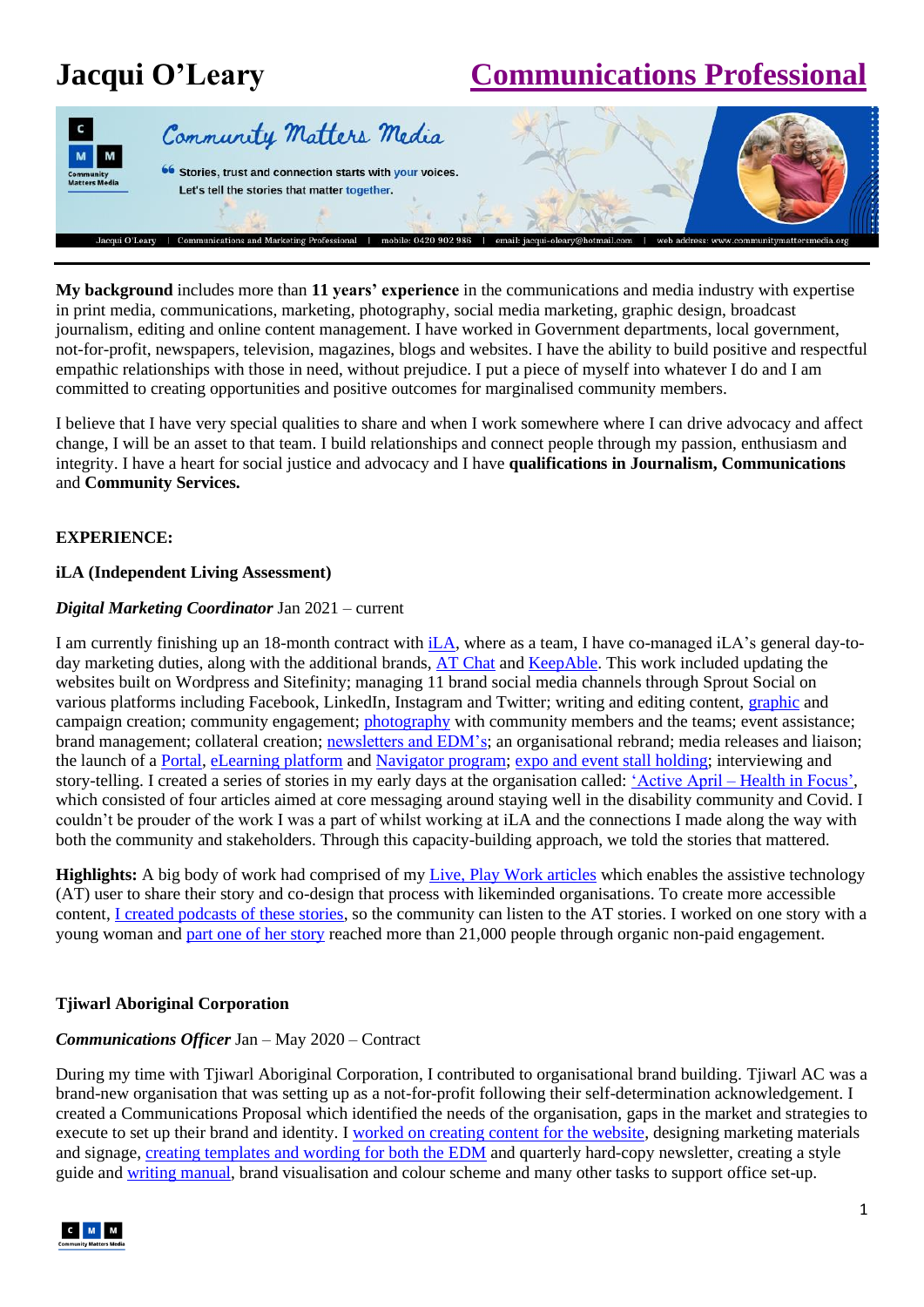# Jacqui O'Leary Communications Professional

Community Matters Media

Stories, trust and connection starts with your voices. Let's tell the stories that matter together.

Jacqui O'Leary | Communications and Marketing Professional | mobile: 0420 902 986 | email: jacqui-oleary@hotmail.com | web address: www.communitymattersmedia.org

**My background** includes more than **11 years' experience** in the communications and media industry with expertise in print media, communications, marketing, photography, social media marketing, graphic design, broadcast journalism, editing and online content management. I have worked in Government departments, local government, not-for-profit, newspapers, television, magazines, blogs and websites. I have the ability to build positive and respectful empathic relationships with those in need, without prejudice. I put a piece of myself into whatever I do and I am committed to creating opportunities and positive outcomes for marginalised community members.

I believe that I have very special qualities to share and when I work somewhere where I can drive advocacy and affect change, I will be an asset to that team. I build relationships and connect people through my passion, enthusiasm and integrity. I have a heart for social justice and advocacy and I have **qualifications in Journalism, Communications** and **Community Services.**

## EXPERIENCE:

### iLA (Independent Living Assessment)

***Digital Marketing Coordinator*** Jan 2021 – current

I am currently finishing up an 18-month contract with iLA, where as a team, I have co-managed iLA's general day-to-day marketing duties, along with the additional brands, AT Chat and KeepAble. This work included updating the websites built on Wordpress and Sitefinity; managing 11 brand social media channels through Sprout Social on various platforms including Facebook, LinkedIn, Instagram and Twitter; writing and editing content, graphic and campaign creation; community engagement; photography with community members and the teams; event assistance; brand management; collateral creation; newsletters and EDM's; an organisational rebrand; media releases and liaison; the launch of a Portal, eLearning platform and Navigator program; expo and event stall holding; interviewing and story-telling. I created a series of stories in my early days at the organisation called: 'Active April – Health in Focus', which consisted of four articles aimed at core messaging around staying well in the disability community and Covid. I couldn't be prouder of the work I was a part of whilst working at iLA and the connections I made along the way with both the community and stakeholders. Through this capacity-building approach, we told the stories that mattered.

**Highlights:** A big body of work had comprised of my Live, Play Work articles which enables the assistive technology (AT) user to share their story and co-design that process with likeminded organisations. To create more accessible content, I created podcasts of these stories, so the community can listen to the AT stories. I worked on one story with a young woman and part one of her story reached more than 21,000 people through organic non-paid engagement.

### Tjiwarl Aboriginal Corporation

***Communications Officer*** Jan – May 2020 – Contract

During my time with Tjiwarl Aboriginal Corporation, I contributed to organisational brand building. Tjiwarl AC was a brand-new organisation that was setting up as a not-for-profit following their self-determination acknowledgement. I created a Communications Proposal which identified the needs of the organisation, gaps in the market and strategies to execute to set up their brand and identity. I worked on creating content for the website, designing marketing materials and signage, creating templates and wording for both the EDM and quarterly hard-copy newsletter, creating a style guide and writing manual, brand visualisation and colour scheme and many other tasks to support office set-up.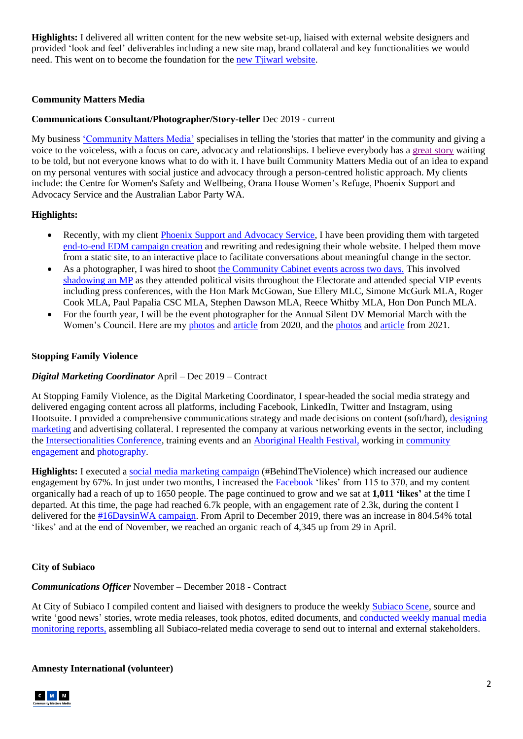**Highlights:** I delivered all written content for the new website set-up, liaised with external website designers and provided 'look and feel' deliverables including a new site map, brand collateral and key functionalities we would need. This went on to become the foundation for the new Tjiwarl website.

**Community Matters Media**

**Communications Consultant/Photographer/Story-teller** Dec 2019 - current

My business 'Community Matters Media' specialises in telling the 'stories that matter' in the community and giving a voice to the voiceless, with a focus on care, advocacy and relationships. I believe everybody has a great story waiting to be told, but not everyone knows what to do with it. I have built Community Matters Media out of an idea to expand on my personal ventures with social justice and advocacy through a person-centred holistic approach. My clients include: the Centre for Women's Safety and Wellbeing, Orana House Women's Refuge, Phoenix Support and Advocacy Service and the Australian Labor Party WA.

**Highlights:**

- Recently, with my client Phoenix Support and Advocacy Service, I have been providing them with targeted end-to-end EDM campaign creation and rewriting and redesigning their whole website. I helped them move from a static site, to an interactive place to facilitate conversations about meaningful change in the sector.
- As a photographer, I was hired to shoot the Community Cabinet events across two days. This involved shadowing an MP as they attended political visits throughout the Electorate and attended special VIP events including press conferences, with the Hon Mark McGowan, Sue Ellery MLC, Simone McGurk MLA, Roger Cook MLA, Paul Papalia CSC MLA, Stephen Dawson MLA, Reece Whitby MLA, Hon Don Punch MLA.
- For the fourth year, I will be the event photographer for the Annual Silent DV Memorial March with the Women's Council. Here are my photos and article from 2020, and the photos and article from 2021.

**Stopping Family Violence**

***Digital Marketing Coordinator*** April – Dec 2019 – Contract

At Stopping Family Violence, as the Digital Marketing Coordinator, I spear-headed the social media strategy and delivered engaging content across all platforms, including Facebook, LinkedIn, Twitter and Instagram, using Hootsuite. I provided a comprehensive communications strategy and made decisions on content (soft/hard), designing marketing and advertising collateral. I represented the company at various networking events in the sector, including the Intersectionalities Conference, training events and an Aboriginal Health Festival, working in community engagement and photography.

**Highlights:** I executed a social media marketing campaign (#BehindTheViolence) which increased our audience engagement by 67%. In just under two months, I increased the Facebook 'likes' from 115 to 370, and my content organically had a reach of up to 1650 people. The page continued to grow and we sat at **1,011 'likes'** at the time I departed. At this time, the page had reached 6.7k people, with an engagement rate of 2.3k, during the content I delivered for the #16DaysinWA campaign. From April to December 2019, there was an increase in 804.54% total 'likes' and at the end of November, we reached an organic reach of 4,345 up from 29 in April.

**City of Subiaco**

***Communications Officer*** November – December 2018 - Contract

At City of Subiaco I compiled content and liaised with designers to produce the weekly Subiaco Scene, source and write 'good news' stories, wrote media releases, took photos, edited documents, and conducted weekly manual media monitoring reports, assembling all Subiaco-related media coverage to send out to internal and external stakeholders.

**Amnesty International (volunteer)**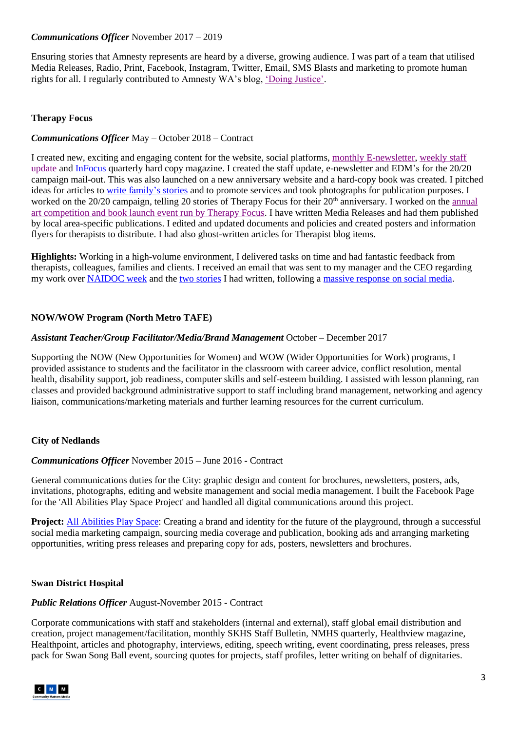***Communications Officer*** November 2017 – 2019

Ensuring stories that Amnesty represents are heard by a diverse, growing audience. I was part of a team that utilised Media Releases, Radio, Print, Facebook, Instagram, Twitter, Email, SMS Blasts and marketing to promote human rights for all. I regularly contributed to Amnesty WA's blog, 'Doing Justice'.

**Therapy Focus**

***Communications Officer*** May – October 2018 – Contract

I created new, exciting and engaging content for the website, social platforms, monthly E-newsletter, weekly staff update and InFocus quarterly hard copy magazine. I created the staff update, e-newsletter and EDM's for the 20/20 campaign mail-out. This was also launched on a new anniversary website and a hard-copy book was created. I pitched ideas for articles to write family's stories and to promote services and took photographs for publication purposes. I worked on the 20/20 campaign, telling 20 stories of Therapy Focus for their 20th anniversary. I worked on the annual art competition and book launch event run by Therapy Focus. I have written Media Releases and had them published by local area-specific publications. I edited and updated documents and policies and created posters and information flyers for therapists to distribute. I had also ghost-written articles for Therapist blog items.

**Highlights:** Working in a high-volume environment, I delivered tasks on time and had fantastic feedback from therapists, colleagues, families and clients. I received an email that was sent to my manager and the CEO regarding my work over NAIDOC week and the two stories I had written, following a massive response on social media.

**NOW/WOW Program (North Metro TAFE)**

***Assistant Teacher/Group Facilitator/Media/Brand Management*** October – December 2017

Supporting the NOW (New Opportunities for Women) and WOW (Wider Opportunities for Work) programs, I provided assistance to students and the facilitator in the classroom with career advice, conflict resolution, mental health, disability support, job readiness, computer skills and self-esteem building. I assisted with lesson planning, ran classes and provided background administrative support to staff including brand management, networking and agency liaison, communications/marketing materials and further learning resources for the current curriculum.

**City of Nedlands**

***Communications Officer*** November 2015 – June 2016 - Contract

General communications duties for the City: graphic design and content for brochures, newsletters, posters, ads, invitations, photographs, editing and website management and social media management. I built the Facebook Page for the 'All Abilities Play Space Project' and handled all digital communications around this project.

**Project:** All Abilities Play Space: Creating a brand and identity for the future of the playground, through a successful social media marketing campaign, sourcing media coverage and publication, booking ads and arranging marketing opportunities, writing press releases and preparing copy for ads, posters, newsletters and brochures.

**Swan District Hospital**

***Public Relations Officer*** August-November 2015 - Contract

Corporate communications with staff and stakeholders (internal and external), staff global email distribution and creation, project management/facilitation, monthly SKHS Staff Bulletin, NMHS quarterly, Healthview magazine, Healthpoint, articles and photography, interviews, editing, speech writing, event coordinating, press releases, press pack for Swan Song Ball event, sourcing quotes for projects, staff profiles, letter writing on behalf of dignitaries.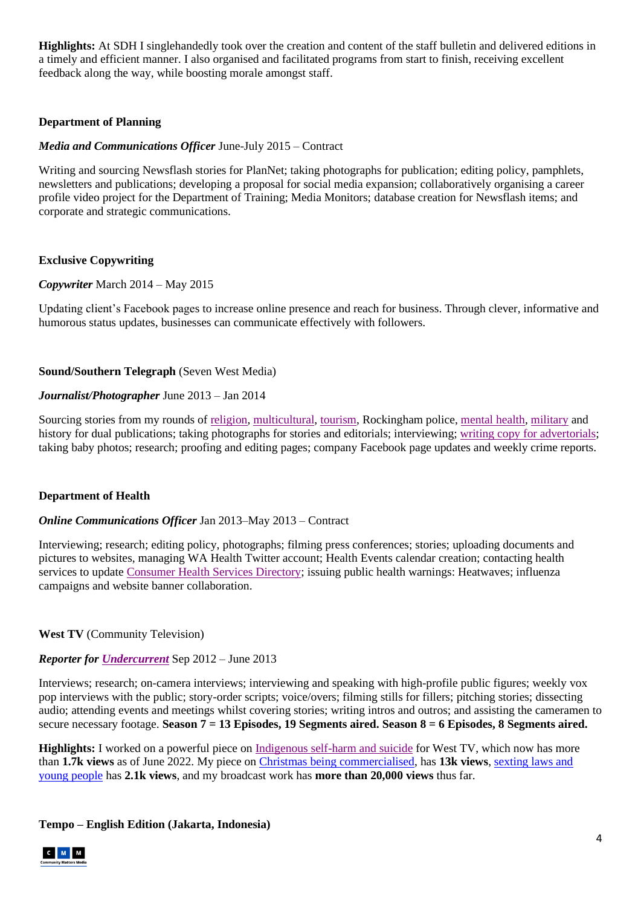**Highlights:** At SDH I singlehandedly took over the creation and content of the staff bulletin and delivered editions in a timely and efficient manner. I also organised and facilitated programs from start to finish, receiving excellent feedback along the way, while boosting morale amongst staff.

**Department of Planning**

***Media and Communications Officer*** June-July 2015 – Contract

Writing and sourcing Newsflash stories for PlanNet; taking photographs for publication; editing policy, pamphlets, newsletters and publications; developing a proposal for social media expansion; collaboratively organising a career profile video project for the Department of Training; Media Monitors; database creation for Newsflash items; and corporate and strategic communications.

**Exclusive Copywriting**

***Copywriter*** March 2014 – May 2015

Updating client's Facebook pages to increase online presence and reach for business. Through clever, informative and humorous status updates, businesses can communicate effectively with followers.

**Sound/Southern Telegraph** (Seven West Media)

***Journalist/Photographer*** June 2013 – Jan 2014

Sourcing stories from my rounds of religion, multicultural, tourism, Rockingham police, mental health, military and history for dual publications; taking photographs for stories and editorials; interviewing; writing copy for advertorials; taking baby photos; research; proofing and editing pages; company Facebook page updates and weekly crime reports.

**Department of Health**

***Online Communications Officer*** Jan 2013–May 2013 – Contract

Interviewing; research; editing policy, photographs; filming press conferences; stories; uploading documents and pictures to websites, managing WA Health Twitter account; Health Events calendar creation; contacting health services to update Consumer Health Services Directory; issuing public health warnings: Heatwaves; influenza campaigns and website banner collaboration.

**West TV** (Community Television)

***Reporter for Undercurrent*** Sep 2012 – June 2013

Interviews; research; on-camera interviews; interviewing and speaking with high-profile public figures; weekly vox pop interviews with the public; story-order scripts; voice/overs; filming stills for fillers; pitching stories; dissecting audio; attending events and meetings whilst covering stories; writing intros and outros; and assisting the cameramen to secure necessary footage. **Season 7 = 13 Episodes, 19 Segments aired. Season 8 = 6 Episodes, 8 Segments aired.**

**Highlights:** I worked on a powerful piece on Indigenous self-harm and suicide for West TV, which now has more than **1.7k views** as of June 2022. My piece on Christmas being commercialised, has **13k views**, sexting laws and young people has **2.1k views**, and my broadcast work has **more than 20,000 views** thus far.

**Tempo – English Edition (Jakarta, Indonesia)**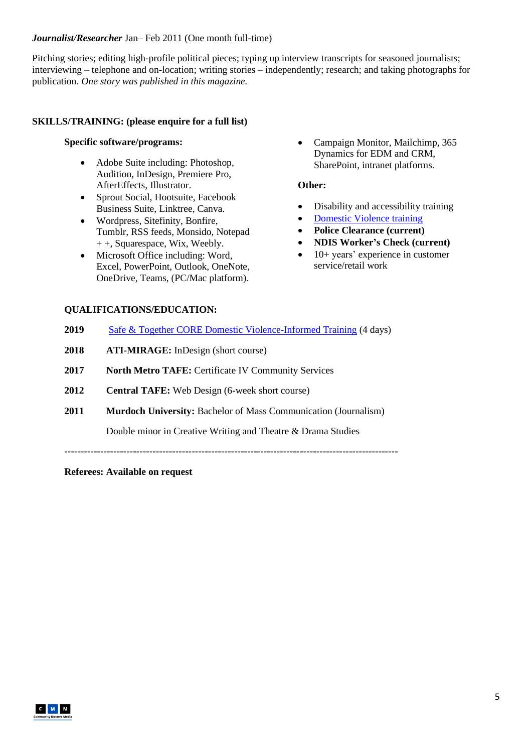***Journalist/Researcher*** Jan– Feb 2011 (One month full-time)

Pitching stories; editing high-profile political pieces; typing up interview transcripts for seasoned journalists; interviewing – telephone and on-location; writing stories – independently; research; and taking photographs for publication. *One story was published in this magazine.*

**SKILLS/TRAINING: (please enquire for a full list)**

**Specific software/programs:**

- Adobe Suite including: Photoshop, Audition, InDesign, Premiere Pro, AfterEffects, Illustrator.
- Sprout Social, Hootsuite, Facebook Business Suite, Linktree, Canva.
- Wordpress, Sitefinity, Bonfire, Tumblr, RSS feeds, Monsido, Notepad + +, Squarespace, Wix, Weebly.
- Microsoft Office including: Word, Excel, PowerPoint, Outlook, OneNote, OneDrive, Teams, (PC/Mac platform).
- Campaign Monitor, Mailchimp, 365 Dynamics for EDM and CRM, SharePoint, intranet platforms.

**Other:**

- Disability and accessibility training
- Domestic Violence training
- **Police Clearance (current)**
- **NDIS Worker's Check (current)**
- 10+ years' experience in customer service/retail work

**QUALIFICATIONS/EDUCATION:**

**2019** Safe & Together CORE Domestic Violence-Informed Training (4 days)

**2018** **ATI-MIRAGE:** InDesign (short course)

**2017** **North Metro TAFE:** Certificate IV Community Services

**2012** **Central TAFE:** Web Design (6-week short course)

**2011** **Murdoch University:** Bachelor of Mass Communication (Journalism)

Double minor in Creative Writing and Theatre & Drama Studies

---

**Referees: Available on request**